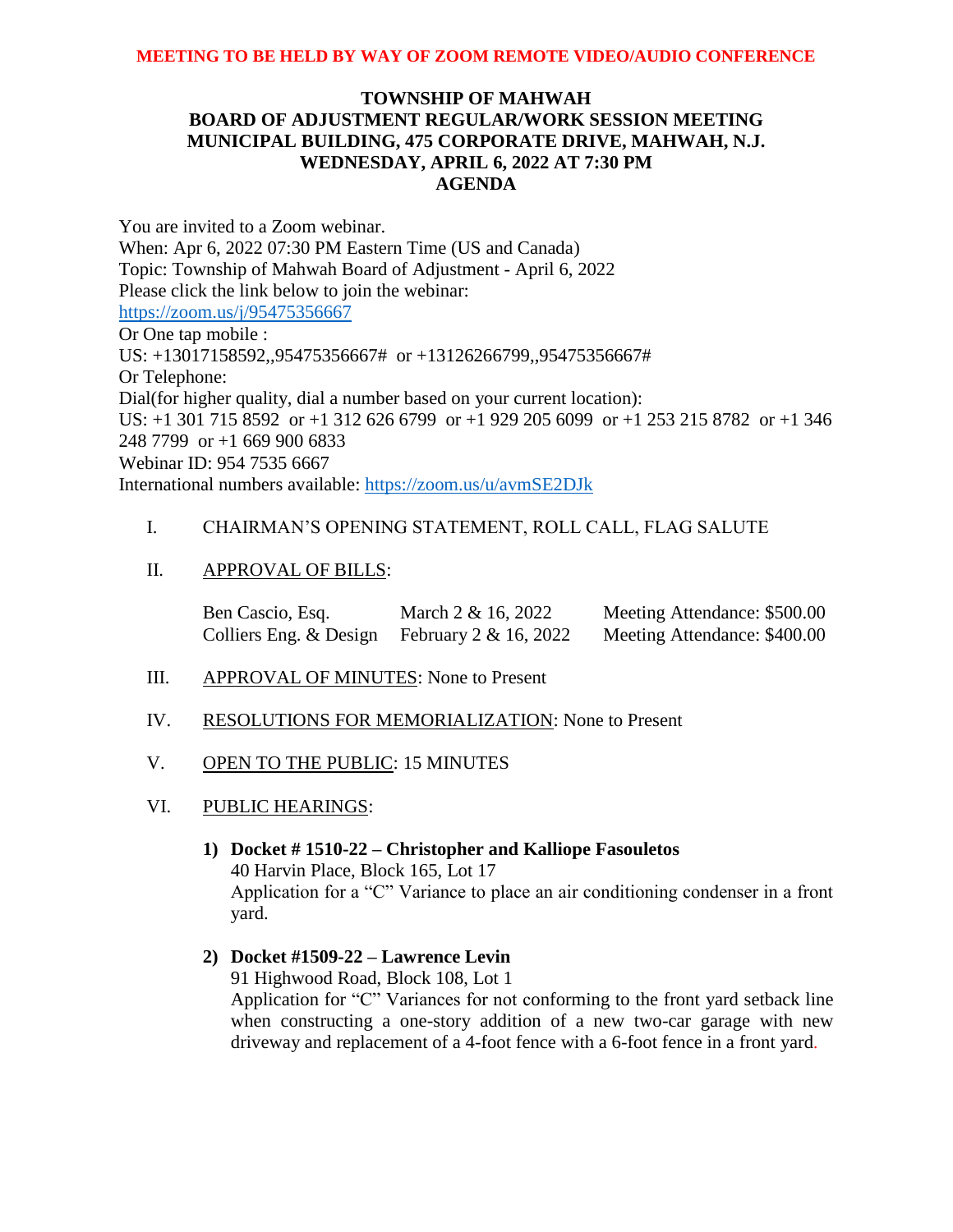**MEETING TO BE HELD BY WAY OF ZOOM REMOTE VIDEO/AUDIO CONFERENCE**

# TOWNSHIP OF MAHWAH
## BOARD OF ADJUSTMENT REGULAR/WORK SESSION MEETING
## MUNICIPAL BUILDING, 475 CORPORATE DRIVE, MAHWAH, N.J.
## WEDNESDAY, APRIL 6, 2022 AT 7:30 PM
## AGENDA

You are invited to a Zoom webinar.
When: Apr 6, 2022 07:30 PM Eastern Time (US and Canada)
Topic: Township of Mahwah Board of Adjustment - April 6, 2022
Please click the link below to join the webinar:
https://zoom.us/j/95475356667
Or One tap mobile :
US: +13017158592,,95475356667# or +13126266799,,95475356667#
Or Telephone:
Dial(for higher quality, dial a number based on your current location):
US: +1 301 715 8592 or +1 312 626 6799 or +1 929 205 6099 or +1 253 215 8782 or +1 346 248 7799 or +1 669 900 6833
Webinar ID: 954 7535 6667
International numbers available: https://zoom.us/u/avmSE2DJk

I. CHAIRMAN'S OPENING STATEMENT, ROLL CALL, FLAG SALUTE

II. APPROVAL OF BILLS:

| | | |
|---|---|---|
| Ben Cascio, Esq. | March 2 & 16, 2022 | Meeting Attendance: $500.00 |
| Colliers Eng. & Design | February 2 & 16, 2022 | Meeting Attendance: $400.00 |

III. APPROVAL OF MINUTES: None to Present

IV. RESOLUTIONS FOR MEMORIALIZATION: None to Present

V. OPEN TO THE PUBLIC: 15 MINUTES

VI. PUBLIC HEARINGS:

1) **Docket # 1510-22 – Christopher and Kalliope Fasouletos**
   40 Harvin Place, Block 165, Lot 17
   Application for a "C" Variance to place an air conditioning condenser in a front yard.

2) **Docket #1509-22 – Lawrence Levin**
   91 Highwood Road, Block 108, Lot 1
   Application for "C" Variances for not conforming to the front yard setback line when constructing a one-story addition of a new two-car garage with new driveway and replacement of a 4-foot fence with a 6-foot fence in a front yard.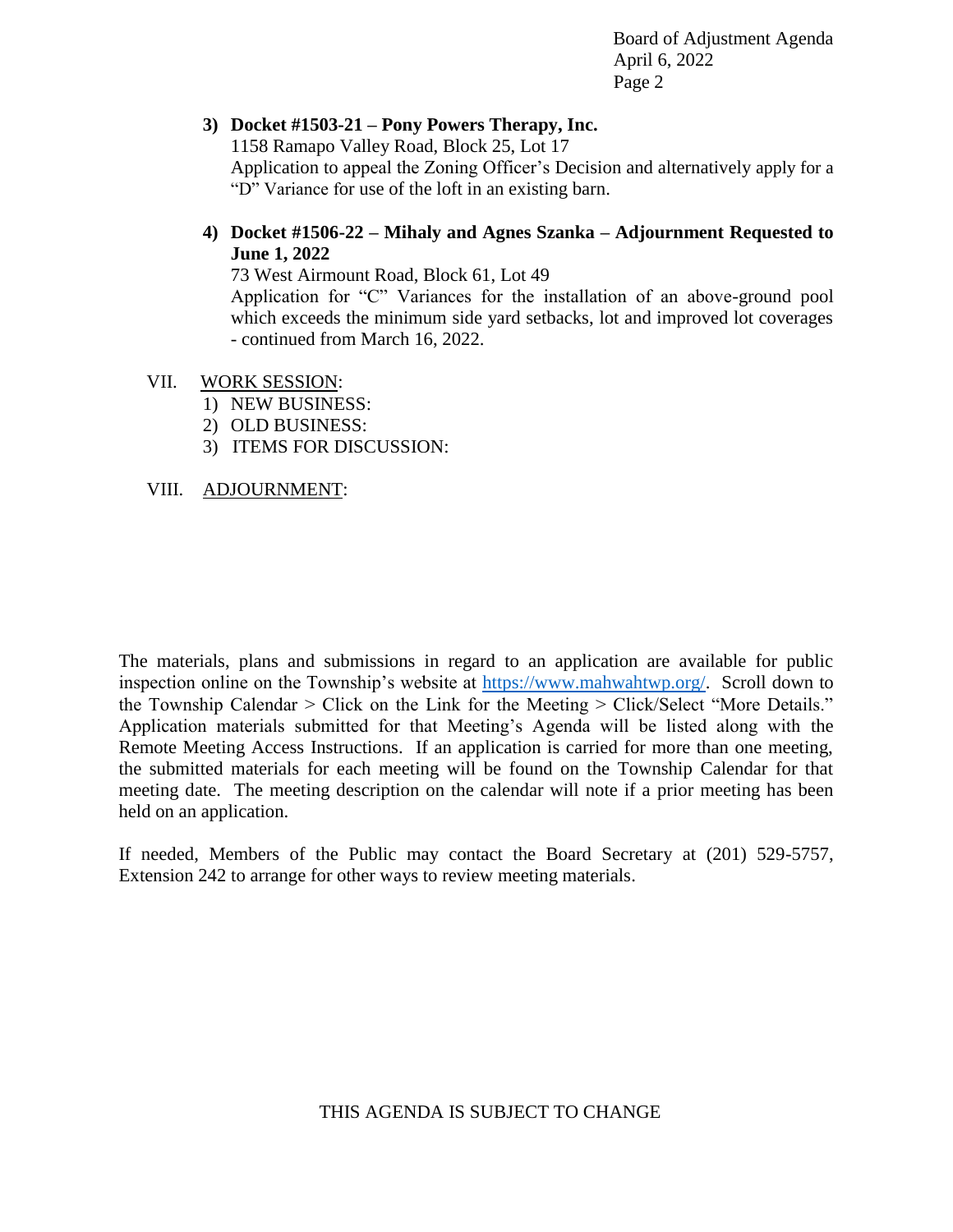3) **Docket #1503-21 – Pony Powers Therapy, Inc.**
   1158 Ramapo Valley Road, Block 25, Lot 17
   Application to appeal the Zoning Officer's Decision and alternatively apply for a "D" Variance for use of the loft in an existing barn.

4) **Docket #1506-22 – Mihaly and Agnes Szanka – Adjournment Requested to June 1, 2022**
   73 West Airmount Road, Block 61, Lot 49
   Application for "C" Variances for the installation of an above-ground pool which exceeds the minimum side yard setbacks, lot and improved lot coverages - continued from March 16, 2022.

VII. WORK SESSION:
   1) NEW BUSINESS:
   2) OLD BUSINESS:
   3) ITEMS FOR DISCUSSION:

VIII. ADJOURNMENT:

The materials, plans and submissions in regard to an application are available for public inspection online on the Township's website at https://www.mahwahtwp.org/. Scroll down to the Township Calendar > Click on the Link for the Meeting > Click/Select "More Details." Application materials submitted for that Meeting's Agenda will be listed along with the Remote Meeting Access Instructions. If an application is carried for more than one meeting, the submitted materials for each meeting will be found on the Township Calendar for that meeting date. The meeting description on the calendar will note if a prior meeting has been held on an application.

If needed, Members of the Public may contact the Board Secretary at (201) 529-5757, Extension 242 to arrange for other ways to review meeting materials.

THIS AGENDA IS SUBJECT TO CHANGE